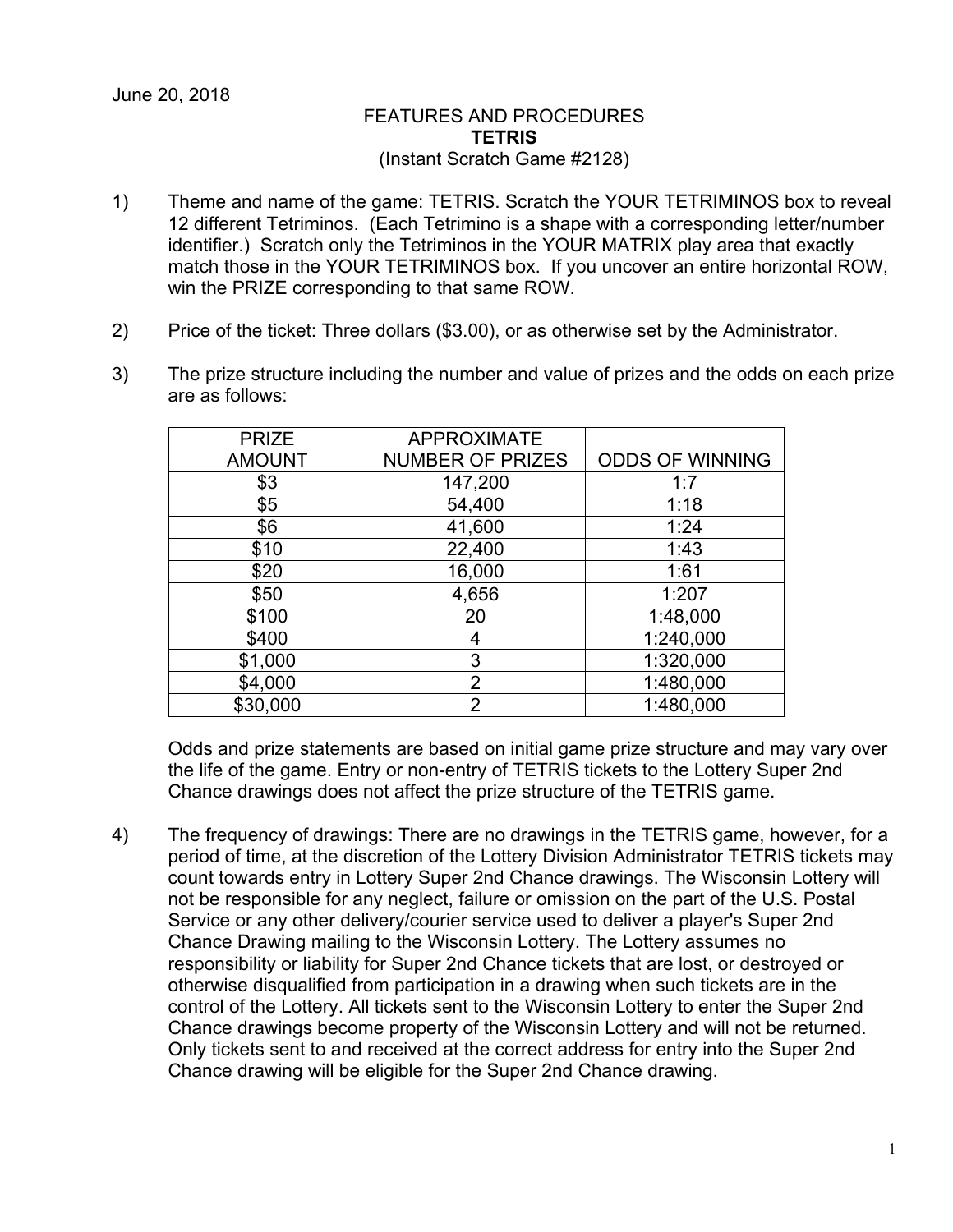June 20, 2018

FEATURES AND PROCEDURES

**TETRIS**

(Instant Scratch Game #2128)

1) Theme and name of the game: TETRIS. Scratch the YOUR TETRIMINOS box to reveal 12 different Tetriminos. (Each Tetrimino is a shape with a corresponding letter/number identifier.) Scratch only the Tetriminos in the YOUR MATRIX play area that exactly match those in the YOUR TETRIMINOS box. If you uncover an entire horizontal ROW, win the PRIZE corresponding to that same ROW.

2) Price of the ticket: Three dollars ($3.00), or as otherwise set by the Administrator.

3) The prize structure including the number and value of prizes and the odds on each prize are as follows:

| PRIZE AMOUNT | APPROXIMATE NUMBER OF PRIZES | ODDS OF WINNING |
|---|---|---|
| $3 | 147,200 | 1:7 |
| $5 | 54,400 | 1:18 |
| $6 | 41,600 | 1:24 |
| $10 | 22,400 | 1:43 |
| $20 | 16,000 | 1:61 |
| $50 | 4,656 | 1:207 |
| $100 | 20 | 1:48,000 |
| $400 | 4 | 1:240,000 |
| $1,000 | 3 | 1:320,000 |
| $4,000 | 2 | 1:480,000 |
| $30,000 | 2 | 1:480,000 |

Odds and prize statements are based on initial game prize structure and may vary over the life of the game. Entry or non-entry of TETRIS tickets to the Lottery Super 2nd Chance drawings does not affect the prize structure of the TETRIS game.

4) The frequency of drawings: There are no drawings in the TETRIS game, however, for a period of time, at the discretion of the Lottery Division Administrator TETRIS tickets may count towards entry in Lottery Super 2nd Chance drawings. The Wisconsin Lottery will not be responsible for any neglect, failure or omission on the part of the U.S. Postal Service or any other delivery/courier service used to deliver a player's Super 2nd Chance Drawing mailing to the Wisconsin Lottery. The Lottery assumes no responsibility or liability for Super 2nd Chance tickets that are lost, or destroyed or otherwise disqualified from participation in a drawing when such tickets are in the control of the Lottery. All tickets sent to the Wisconsin Lottery to enter the Super 2nd Chance drawings become property of the Wisconsin Lottery and will not be returned. Only tickets sent to and received at the correct address for entry into the Super 2nd Chance drawing will be eligible for the Super 2nd Chance drawing.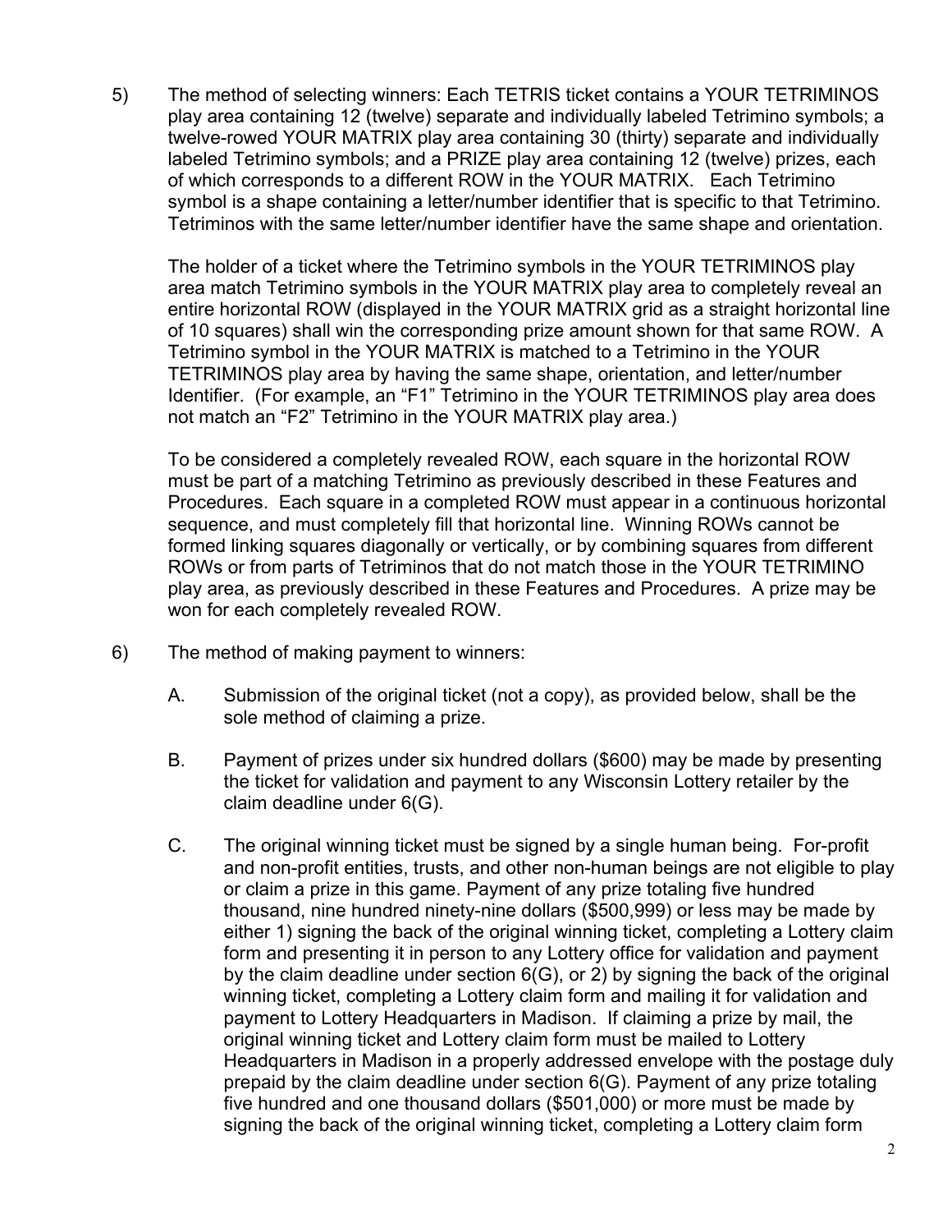5) The method of selecting winners: Each TETRIS ticket contains a YOUR TETRIMINOS play area containing 12 (twelve) separate and individually labeled Tetrimino symbols; a twelve-rowed YOUR MATRIX play area containing 30 (thirty) separate and individually labeled Tetrimino symbols; and a PRIZE play area containing 12 (twelve) prizes, each of which corresponds to a different ROW in the YOUR MATRIX. Each Tetrimino symbol is a shape containing a letter/number identifier that is specific to that Tetrimino. Tetriminos with the same letter/number identifier have the same shape and orientation.

   The holder of a ticket where the Tetrimino symbols in the YOUR TETRIMINOS play area match Tetrimino symbols in the YOUR MATRIX play area to completely reveal an entire horizontal ROW (displayed in the YOUR MATRIX grid as a straight horizontal line of 10 squares) shall win the corresponding prize amount shown for that same ROW. A Tetrimino symbol in the YOUR MATRIX is matched to a Tetrimino in the YOUR TETRIMINOS play area by having the same shape, orientation, and letter/number Identifier. (For example, an “F1” Tetrimino in the YOUR TETRIMINOS play area does not match an “F2” Tetrimino in the YOUR MATRIX play area.)

   To be considered a completely revealed ROW, each square in the horizontal ROW must be part of a matching Tetrimino as previously described in these Features and Procedures. Each square in a completed ROW must appear in a continuous horizontal sequence, and must completely fill that horizontal line. Winning ROWs cannot be formed linking squares diagonally or vertically, or by combining squares from different ROWs or from parts of Tetriminos that do not match those in the YOUR TETRIMINO play area, as previously described in these Features and Procedures. A prize may be won for each completely revealed ROW.

6) The method of making payment to winners:

   A. Submission of the original ticket (not a copy), as provided below, shall be the sole method of claiming a prize.

   B. Payment of prizes under six hundred dollars ($600) may be made by presenting the ticket for validation and payment to any Wisconsin Lottery retailer by the claim deadline under 6(G).

   C. The original winning ticket must be signed by a single human being. For-profit and non-profit entities, trusts, and other non-human beings are not eligible to play or claim a prize in this game. Payment of any prize totaling five hundred thousand, nine hundred ninety-nine dollars ($500,999) or less may be made by either 1) signing the back of the original winning ticket, completing a Lottery claim form and presenting it in person to any Lottery office for validation and payment by the claim deadline under section 6(G), or 2) by signing the back of the original winning ticket, completing a Lottery claim form and mailing it for validation and payment to Lottery Headquarters in Madison. If claiming a prize by mail, the original winning ticket and Lottery claim form must be mailed to Lottery Headquarters in Madison in a properly addressed envelope with the postage duly prepaid by the claim deadline under section 6(G). Payment of any prize totaling five hundred and one thousand dollars ($501,000) or more must be made by signing the back of the original winning ticket, completing a Lottery claim form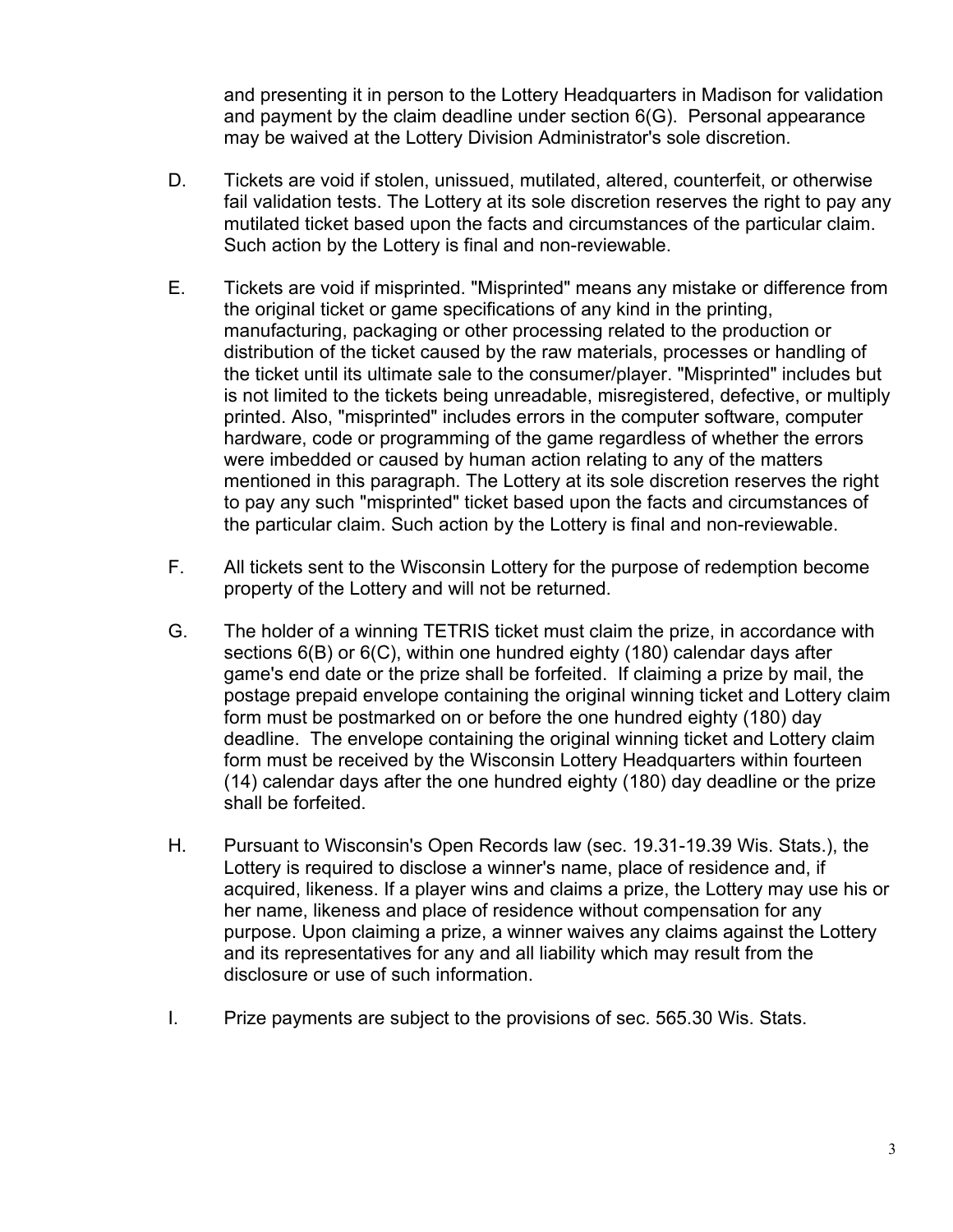and presenting it in person to the Lottery Headquarters in Madison for validation and payment by the claim deadline under section 6(G). Personal appearance may be waived at the Lottery Division Administrator's sole discretion.

D. Tickets are void if stolen, unissued, mutilated, altered, counterfeit, or otherwise fail validation tests. The Lottery at its sole discretion reserves the right to pay any mutilated ticket based upon the facts and circumstances of the particular claim. Such action by the Lottery is final and non-reviewable.

E. Tickets are void if misprinted. "Misprinted" means any mistake or difference from the original ticket or game specifications of any kind in the printing, manufacturing, packaging or other processing related to the production or distribution of the ticket caused by the raw materials, processes or handling of the ticket until its ultimate sale to the consumer/player. "Misprinted" includes but is not limited to the tickets being unreadable, misregistered, defective, or multiply printed. Also, "misprinted" includes errors in the computer software, computer hardware, code or programming of the game regardless of whether the errors were imbedded or caused by human action relating to any of the matters mentioned in this paragraph. The Lottery at its sole discretion reserves the right to pay any such "misprinted" ticket based upon the facts and circumstances of the particular claim. Such action by the Lottery is final and non-reviewable.

F. All tickets sent to the Wisconsin Lottery for the purpose of redemption become property of the Lottery and will not be returned.

G. The holder of a winning TETRIS ticket must claim the prize, in accordance with sections 6(B) or 6(C), within one hundred eighty (180) calendar days after game's end date or the prize shall be forfeited. If claiming a prize by mail, the postage prepaid envelope containing the original winning ticket and Lottery claim form must be postmarked on or before the one hundred eighty (180) day deadline. The envelope containing the original winning ticket and Lottery claim form must be received by the Wisconsin Lottery Headquarters within fourteen (14) calendar days after the one hundred eighty (180) day deadline or the prize shall be forfeited.

H. Pursuant to Wisconsin's Open Records law (sec. 19.31-19.39 Wis. Stats.), the Lottery is required to disclose a winner's name, place of residence and, if acquired, likeness. If a player wins and claims a prize, the Lottery may use his or her name, likeness and place of residence without compensation for any purpose. Upon claiming a prize, a winner waives any claims against the Lottery and its representatives for any and all liability which may result from the disclosure or use of such information.

I. Prize payments are subject to the provisions of sec. 565.30 Wis. Stats.